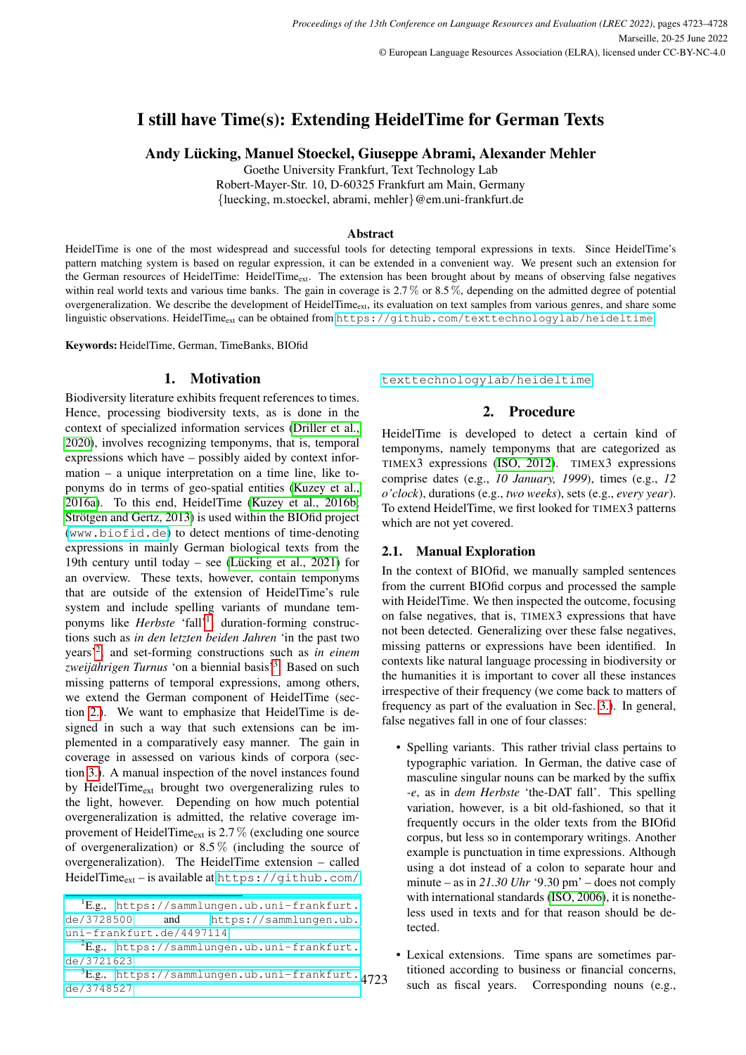# I still have Time(s): Extending HeidelTime for German Texts

**Andy Lücking, Manuel Stoeckel, Giuseppe Abrami, Alexander Mehler**

Goethe University Frankfurt, Text Technology Lab
Robert-Mayer-Str. 10, D-60325 Frankfurt am Main, Germany
{luecking, m.stoeckel, abrami, mehler}@em.uni-frankfurt.de

### Abstract

HeidelTime is one of the most widespread and successful tools for detecting temporal expressions in texts. Since HeidelTime's pattern matching system is based on regular expression, it can be extended in a convenient way. We present such an extension for the German resources of HeidelTime: HeidelTime$_{\text{ext}}$. The extension has been brought about by means of observing false negatives within real world texts and various time banks. The gain in coverage is 2.7 % or 8.5 %, depending on the admitted degree of potential overgeneralization. We describe the development of HeidelTime$_{\text{ext}}$, its evaluation on text samples from various genres, and share some linguistic observations. HeidelTime$_{\text{ext}}$ can be obtained from https://github.com/texttechnologylab/heideltime.

**Keywords:** HeidelTime, German, TimeBanks, BIOfid

## 1. Motivation

Biodiversity literature exhibits frequent references to times. Hence, processing biodiversity texts, as is done in the context of specialized information services (Driller et al., 2020), involves recognizing temponyms, that is, temporal expressions which have – possibly aided by context information – a unique interpretation on a time line, like toponyms do in terms of geo-spatial entities (Kuzey et al., 2016a). To this end, HeidelTime (Kuzey et al., 2016b; Strötgen and Gertz, 2013) is used within the BIOfid project (www.biofid.de) to detect mentions of time-denoting expressions in mainly German biological texts from the 19th century until today – see (Lücking et al., 2021) for an overview. These texts, however, contain temponyms that are outside of the extension of HeidelTime's rule system and include spelling variants of mundane temponyms like *Herbste* 'fall'[1], duration-forming constructions such as *in den letzten beiden Jahren* 'in the past two years'[2], and set-forming constructions such as *in einem zweijährigen Turnus* 'on a biennial basis'[3]. Based on such missing patterns of temporal expressions, among others, we extend the German component of HeidelTime (section 2.). We want to emphasize that HeidelTime is designed in such a way that such extensions can be implemented in a comparatively easy manner. The gain in coverage in assessed on various kinds of corpora (section 3.). A manual inspection of the novel instances found by HeidelTime$_{\text{ext}}$ brought two overgeneralizing rules to the light, however. Depending on how much potential overgeneralization is admitted, the relative coverage improvement of HeidelTime$_{\text{ext}}$ is 2.7 % (excluding one source of overgeneralization) or 8.5 % (including the source of overgeneralization). The HeidelTime extension – called HeidelTime$_{\text{ext}}$ – is available at https://github.com/texttechnologylab/heideltime.

[1] E.g., https://sammlungen.ub.uni-frankfurt.de/3728500 and https://sammlungen.ub.uni-frankfurt.de/4497114

[2] E.g., https://sammlungen.ub.uni-frankfurt.de/3721623

[3] E.g., https://sammlungen.ub.uni-frankfurt.de/3748527

## 2. Procedure

HeidelTime is developed to detect a certain kind of temponyms, namely temponyms that are categorized as TIMEX3 expressions (ISO, 2012). TIMEX3 expressions comprise dates (e.g., *10 January, 1999*), times (e.g., *12 o'clock*), durations (e.g., *two weeks*), sets (e.g., *every year*). To extend HeidelTime, we first looked for TIMEX3 patterns which are not yet covered.

### 2.1. Manual Exploration

In the context of BIOfid, we manually sampled sentences from the current BIOfid corpus and processed the sample with HeidelTime. We then inspected the outcome, focusing on false negatives, that is, TIMEX3 expressions that have not been detected. Generalizing over these false negatives, missing patterns or expressions have been identified. In contexts like natural language processing in biodiversity or the humanities it is important to cover all these instances irrespective of their frequency (we come back to matters of frequency as part of the evaluation in Sec. 3.). In general, false negatives fall in one of four classes:

- Spelling variants. This rather trivial class pertains to typographic variation. In German, the dative case of masculine singular nouns can be marked by the suffix *-e*, as in *dem Herbste* 'the-DAT fall'. This spelling variation, however, is a bit old-fashioned, so that it frequently occurs in the older texts from the BIOfid corpus, but less so in contemporary writings. Another example is punctuation in time expressions. Although using a dot instead of a colon to separate hour and minute – as in *21.30 Uhr* '9.30 pm' – does not comply with international standards (ISO, 2006), it is nonetheless used in texts and for that reason should be detected.
- Lexical extensions. Time spans are sometimes partitioned according to business or financial concerns, such as fiscal years. Corresponding nouns (e.g.,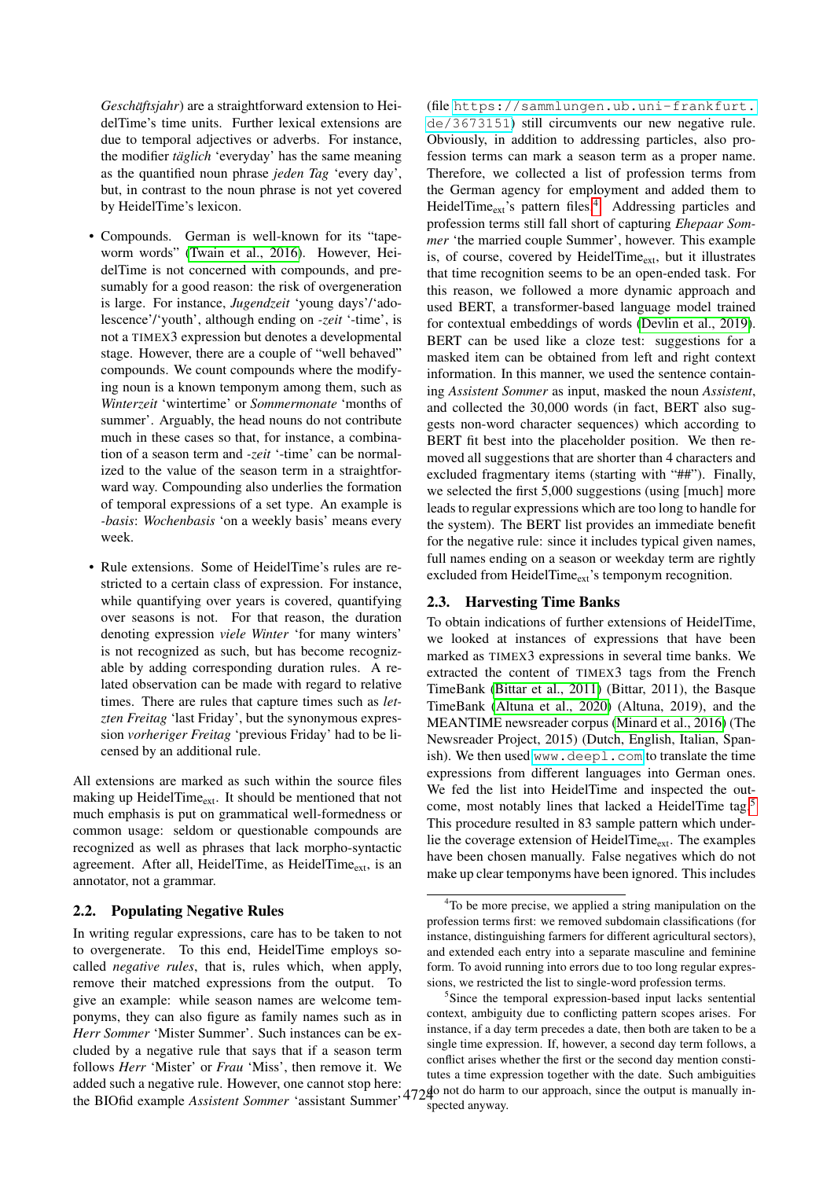*Geschäftsjahr*) are a straightforward extension to HeidelTime's time units. Further lexical extensions are due to temporal adjectives or adverbs. For instance, the modifier *täglich* 'everyday' has the same meaning as the quantified noun phrase *jeden Tag* 'every day', but, in contrast to the noun phrase is not yet covered by HeidelTime's lexicon.

- Compounds. German is well-known for its "tapeworm words" (Twain et al., 2016). However, HeidelTime is not concerned with compounds, and presumably for a good reason: the risk of overgeneration is large. For instance, *Jugendzeit* 'young days'/'adolescence'/'youth', although ending on *-zeit* '-time', is not a TIMEX3 expression but denotes a developmental stage. However, there are a couple of "well behaved" compounds. We count compounds where the modifying noun is a known temponym among them, such as *Winterzeit* 'wintertime' or *Sommermonate* 'months of summer'. Arguably, the head nouns do not contribute much in these cases so that, for instance, a combination of a season term and *-zeit* '-time' can be normalized to the value of the season term in a straightforward way. Compounding also underlies the formation of temporal expressions of a set type. An example is *-basis*: *Wochenbasis* 'on a weekly basis' means every week.
- Rule extensions. Some of HeidelTime's rules are restricted to a certain class of expression. For instance, while quantifying over years is covered, quantifying over seasons is not. For that reason, the duration denoting expression *viele Winter* 'for many winters' is not recognized as such, but has become recognizable by adding corresponding duration rules. A related observation can be made with regard to relative times. There are rules that capture times such as *letzten Freitag* 'last Friday', but the synonymous expression *vorheriger Freitag* 'previous Friday' had to be licensed by an additional rule.

All extensions are marked as such within the source files making up HeidelTime$_{ext}$. It should be mentioned that not much emphasis is put on grammatical well-formedness or common usage: seldom or questionable compounds are recognized as well as phrases that lack morpho-syntactic agreement. After all, HeidelTime, as HeidelTime$_{ext}$, is an annotator, not a grammar.

## 2.2. Populating Negative Rules

In writing regular expressions, care has to be taken to not to overgenerate. To this end, HeidelTime employs so-called *negative rules*, that is, rules which, when apply, remove their matched expressions from the output. To give an example: while season names are welcome temponyms, they can also figure as family names such as in *Herr Sommer* 'Mister Summer'. Such instances can be excluded by a negative rule that says that if a season term follows *Herr* 'Mister' or *Frau* 'Miss', then remove it. We added such a negative rule. However, one cannot stop here: the BIOfid example *Assistent Sommer* 'assistant Summer' (file https://sammlungen.ub.uni-frankfurt.de/3673151) still circumvents our new negative rule. Obviously, in addition to addressing particles, also profession terms can mark a season term as a proper name. Therefore, we collected a list of profession terms from the German agency for employment and added them to HeidelTime$_{ext}$'s pattern files.[4] Addressing particles and profession terms still fall short of capturing *Ehepaar Sommer* 'the married couple Summer', however. This example is, of course, covered by HeidelTime$_{ext}$, but it illustrates that time recognition seems to be an open-ended task. For this reason, we followed a more dynamic approach and used BERT, a transformer-based language model trained for contextual embeddings of words (Devlin et al., 2019). BERT can be used like a cloze test: suggestions for a masked item can be obtained from left and right context information. In this manner, we used the sentence containing *Assistent Sommer* as input, masked the noun *Assistent*, and collected the 30,000 words (in fact, BERT also suggests non-word character sequences) which according to BERT fit best into the placeholder position. We then removed all suggestions that are shorter than 4 characters and excluded fragmentary items (starting with "##"). Finally, we selected the first 5,000 suggestions (using [much] more leads to regular expressions which are too long to handle for the system). The BERT list provides an immediate benefit for the negative rule: since it includes typical given names, full names ending on a season or weekday term are rightly excluded from HeidelTime$_{ext}$'s temponym recognition.

## 2.3. Harvesting Time Banks

To obtain indications of further extensions of HeidelTime, we looked at instances of expressions that have been marked as TIMEX3 expressions in several time banks. We extracted the content of TIMEX3 tags from the French TimeBank (Bittar et al., 2011) (Bittar, 2011), the Basque TimeBank (Altuna et al., 2020) (Altuna, 2019), and the MEANTIME newsreader corpus (Minard et al., 2016) (The Newsreader Project, 2015) (Dutch, English, Italian, Spanish). We then used www.deepl.com to translate the time expressions from different languages into German ones. We fed the list into HeidelTime and inspected the outcome, most notably lines that lacked a HeidelTime tag.[5] This procedure resulted in 83 sample pattern which underlie the coverage extension of HeidelTime$_{ext}$. The examples have been chosen manually. False negatives which do not make up clear temponyms have been ignored. This includes

[4] To be more precise, we applied a string manipulation on the profession terms first: we removed subdomain classifications (for instance, distinguishing farmers for different agricultural sectors), and extended each entry into a separate masculine and feminine form. To avoid running into errors due to too long regular expressions, we restricted the list to single-word profession terms.

[5] Since the temporal expression-based input lacks sentential context, ambiguity due to conflicting pattern scopes arises. For instance, if a day term precedes a date, then both are taken to be a single time expression. If, however, a second day term follows, a conflict arises whether the first or the second day mention constitutes a time expression together with the date. Such ambiguities do not do harm to our approach, since the output is manually inspected anyway.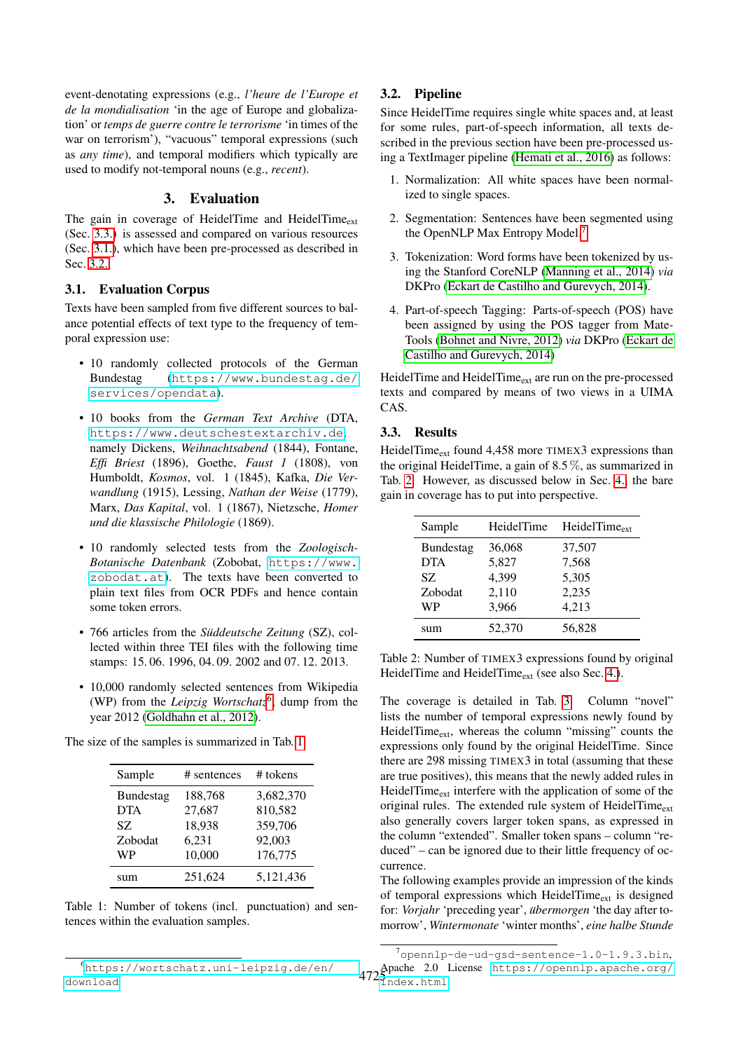event-denotating expressions (e.g., *l'heure de l'Europe et de la mondialisation* 'in the age of Europe and globalization' or *temps de guerre contre le terrorisme* 'in times of the war on terrorism'), "vacuous" temporal expressions (such as *any time*), and temporal modifiers which typically are used to modify not-temporal nouns (e.g., *recent*).

## 3. Evaluation

The gain in coverage of HeidelTime and $\text{HeidelTime}_{\text{ext}}$ (Sec. 3.3.) is assessed and compared on various resources (Sec. 3.1.), which have been pre-processed as described in Sec. 3.2.

### 3.1. Evaluation Corpus

Texts have been sampled from five different sources to balance potential effects of text type to the frequency of temporal expression use:

- 10 randomly collected protocols of the German Bundestag (https://www.bundestag.de/services/opendata).
- 10 books from the *German Text Archive* (DTA, https://www.deutschestextarchiv.de), namely Dickens, *Weihnachtsabend* (1844), Fontane, *Effi Briest* (1896), Goethe, *Faust 1* (1808), von Humboldt, *Kosmos*, vol. 1 (1845), Kafka, *Die Verwandlung* (1915), Lessing, *Nathan der Weise* (1779), Marx, *Das Kapital*, vol. 1 (1867), Nietzsche, *Homer und die klassische Philologie* (1869).
- 10 randomly selected tests from the *Zoologisch-Botanische Datenbank* (Zobobat, https://www.zobodat.at). The texts have been converted to plain text files from OCR PDFs and hence contain some token errors.
- 766 articles from the *Süddeutsche Zeitung* (SZ), collected within three TEI files with the following time stamps: 15. 06. 1996, 04. 09. 2002 and 07. 12. 2013.
- 10,000 randomly selected sentences from Wikipedia (WP) from the *Leipzig Wortschatz*[6] dump from the year 2012 (Goldhahn et al., 2012).

The size of the samples is summarized in Tab. 1.

| Sample | # sentences | # tokens |
|---|---|---|
| Bundestag | 188,768 | 3,682,370 |
| DTA | 27,687 | 810,582 |
| SZ | 18,938 | 359,706 |
| Zobodat | 6,231 | 92,003 |
| WP | 10,000 | 176,775 |
| sum | 251,624 | 5,121,436 |

Table 1: Number of tokens (incl. punctuation) and sentences within the evaluation samples.

### 3.2. Pipeline

Since HeidelTime requires single white spaces and, at least for some rules, part-of-speech information, all texts described in the previous section have been pre-processed using a TextImager pipeline (Hemati et al., 2016) as follows:

1. Normalization: All white spaces have been normalized to single spaces.
2. Segmentation: Sentences have been segmented using the OpenNLP Max Entropy Model.[7]
3. Tokenization: Word forms have been tokenized by using the Stanford CoreNLP (Manning et al., 2014) *via* DKPro (Eckart de Castilho and Gurevych, 2014).
4. Part-of-speech Tagging: Parts-of-speech (POS) have been assigned by using the POS tagger from Mate-Tools (Bohnet and Nivre, 2012) *via* DKPro (Eckart de Castilho and Gurevych, 2014).

HeidelTime and $\text{HeidelTime}_{\text{ext}}$ are run on the pre-processed texts and compared by means of two views in a UIMA CAS.

### 3.3. Results

$\text{HeidelTime}_{\text{ext}}$ found 4,458 more TIMEX3 expressions than the original HeidelTime, a gain of 8.5 %, as summarized in Tab. 2. However, as discussed below in Sec. 4., the bare gain in coverage has to put into perspective.

| Sample | HeidelTime | $\text{HeidelTime}_{\text{ext}}$ |
|---|---|---|
| Bundestag | 36,068 | 37,507 |
| DTA | 5,827 | 7,568 |
| SZ | 4,399 | 5,305 |
| Zobodat | 2,110 | 2,235 |
| WP | 3,966 | 4,213 |
| sum | 52,370 | 56,828 |

Table 2: Number of TIMEX3 expressions found by original HeidelTime and $\text{HeidelTime}_{\text{ext}}$ (see also Sec. 4.).

The coverage is detailed in Tab. 3. Column "novel" lists the number of temporal expressions newly found by $\text{HeidelTime}_{\text{ext}}$, whereas the column "missing" counts the expressions only found by the original HeidelTime. Since there are 298 missing TIMEX3 in total (assuming that these are true positives), this means that the newly added rules in $\text{HeidelTime}_{\text{ext}}$ interfere with the application of some of the original rules. The extended rule system of $\text{HeidelTime}_{\text{ext}}$ also generally covers larger token spans, as expressed in the column "extended". Smaller token spans – column "reduced" – can be ignored due to their little frequency of occurrence.

The following examples provide an impression of the kinds of temporal expressions which $\text{HeidelTime}_{\text{ext}}$ is designed for: *Vorjahr* 'preceding year', *übermorgen* 'the day after tomorrow', *Wintermonate* 'winter months', *eine halbe Stunde*

---

[6] https://wortschatz.uni-leipzig.de/en/download

[7] opennlp-de-ud-gsd-sentence-1.0-1.9.3.bin, Apache 2.0 License https://opennlp.apache.org/index.html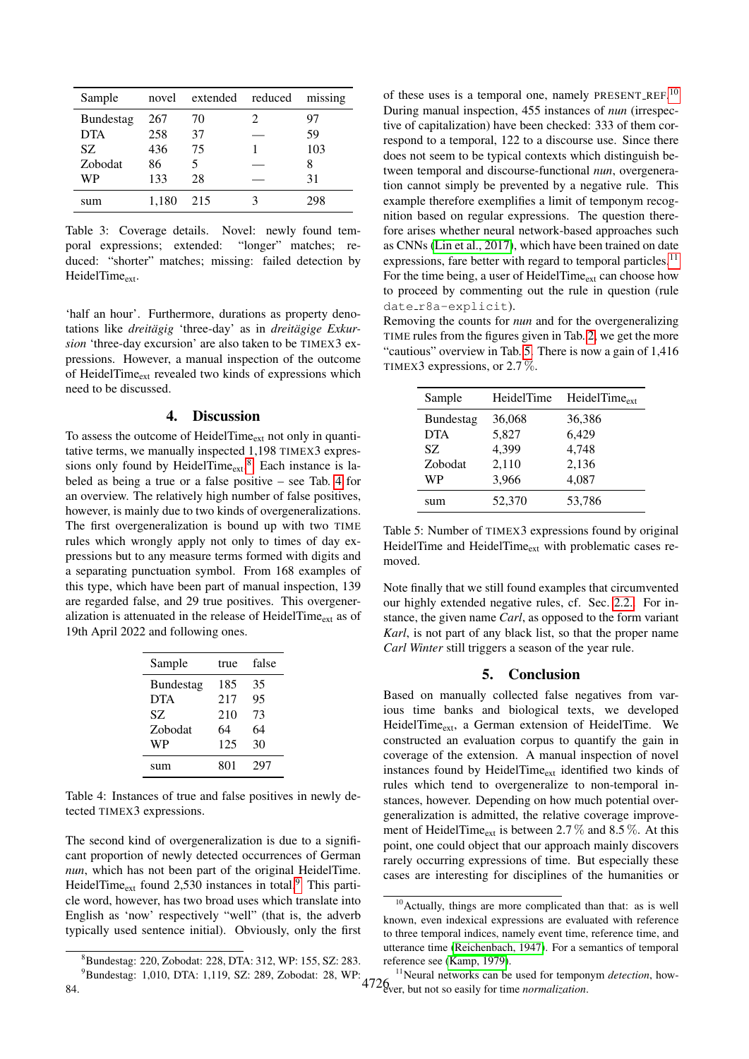| Sample | novel | extended | reduced | missing |
|---|---|---|---|---|
| Bundestag | 267 | 70 | 2 | 97 |
| DTA | 258 | 37 | — | 59 |
| SZ | 436 | 75 | 1 | 103 |
| Zobodat | 86 | 5 | — | 8 |
| WP | 133 | 28 | — | 31 |
| sum | 1,180 | 215 | 3 | 298 |

Table 3: Coverage details. Novel: newly found temporal expressions; extended: "longer" matches; reduced: "shorter" matches; missing: failed detection by HeidelTime$_{ext}$.

'half an hour'. Furthermore, durations as property denotations like *dreitägig* 'three-day' as in *dreitägige Exkursion* 'three-day excursion' are also taken to be TIMEX3 expressions. However, a manual inspection of the outcome of HeidelTime$_{ext}$ revealed two kinds of expressions which need to be discussed.

## 4. Discussion

To assess the outcome of HeidelTime$_{ext}$ not only in quantitative terms, we manually inspected 1,198 TIMEX3 expressions only found by HeidelTime$_{ext}$.[8] Each instance is labeled as being a true or a false positive – see Tab. 4 for an overview. The relatively high number of false positives, however, is mainly due to two kinds of overgeneralizations. The first overgeneralization is bound up with two TIME rules which wrongly apply not only to times of day expressions but to any measure terms formed with digits and a separating punctuation symbol. From 168 examples of this type, which have been part of manual inspection, 139 are regarded false, and 29 true positives. This overgeneralization is attenuated in the release of HeidelTime$_{ext}$ as of 19th April 2022 and following ones.

| Sample | true | false |
|---|---|---|
| Bundestag | 185 | 35 |
| DTA | 217 | 95 |
| SZ | 210 | 73 |
| Zobodat | 64 | 64 |
| WP | 125 | 30 |
| sum | 801 | 297 |

Table 4: Instances of true and false positives in newly detected TIMEX3 expressions.

The second kind of overgeneralization is due to a significant proportion of newly detected occurrences of German *nun*, which has not been part of the original HeidelTime. HeidelTime$_{ext}$ found 2,530 instances in total.[9] This particle word, however, has two broad uses which translate into English as 'now' respectively "well" (that is, the adverb typically used sentence initial). Obviously, only the first of these uses is a temporal one, namely PRESENT_REF.[10] During manual inspection, 455 instances of *nun* (irrespective of capitalization) have been checked: 333 of them correspond to a temporal, 122 to a discourse use. Since there does not seem to be typical contexts which distinguish between temporal and discourse-functional *nun*, overgeneration cannot simply be prevented by a negative rule. This example therefore exemplifies a limit of temponym recognition based on regular expressions. The question therefore arises whether neural network-based approaches such as CNNs (Lin et al., 2017), which have been trained on date expressions, fare better with regard to temporal particles.[11] For the time being, a user of HeidelTime$_{ext}$ can choose how to proceed by commenting out the rule in question (rule `date_r8a-explicit`).

Removing the counts for *nun* and for the overgeneralizing TIME rules from the figures given in Tab. 2, we get the more "cautious" overview in Tab. 5. There is now a gain of 1,416 TIMEX3 expressions, or 2.7 %.

| Sample | HeidelTime | HeidelTime$_{ext}$ |
|---|---|---|
| Bundestag | 36,068 | 36,386 |
| DTA | 5,827 | 6,429 |
| SZ | 4,399 | 4,748 |
| Zobodat | 2,110 | 2,136 |
| WP | 3,966 | 4,087 |
| sum | 52,370 | 53,786 |

Table 5: Number of TIMEX3 expressions found by original HeidelTime and HeidelTime$_{ext}$ with problematic cases removed.

Note finally that we still found examples that circumvented our highly extended negative rules, cf. Sec. 2.2. For instance, the given name *Carl*, as opposed to the form variant *Karl*, is not part of any black list, so that the proper name *Carl Winter* still triggers a season of the year rule.

## 5. Conclusion

Based on manually collected false negatives from various time banks and biological texts, we developed HeidelTime$_{ext}$, a German extension of HeidelTime. We constructed an evaluation corpus to quantify the gain in coverage of the extension. A manual inspection of novel instances found by HeidelTime$_{ext}$ identified two kinds of rules which tend to overgeneralize to non-temporal instances, however. Depending on how much potential overgeneralization is admitted, the relative coverage improvement of HeidelTime$_{ext}$ is between 2.7 % and 8.5 %. At this point, one could object that our approach mainly discovers rarely occurring expressions of time. But especially these cases are interesting for disciplines of the humanities or

[8] Bundestag: 220, Zobodat: 228, DTA: 312, WP: 155, SZ: 283.

[9] Bundestag: 1,010, DTA: 1,119, SZ: 289, Zobodat: 28, WP: 84.

[10] Actually, things are more complicated than that: as is well known, even indexical expressions are evaluated with reference to three temporal indices, namely event time, reference time, and utterance time (Reichenbach, 1947). For a semantics of temporal reference see (Kamp, 1979).

[11] Neural networks can be used for temponym *detection*, however, but not so easily for time *normalization*.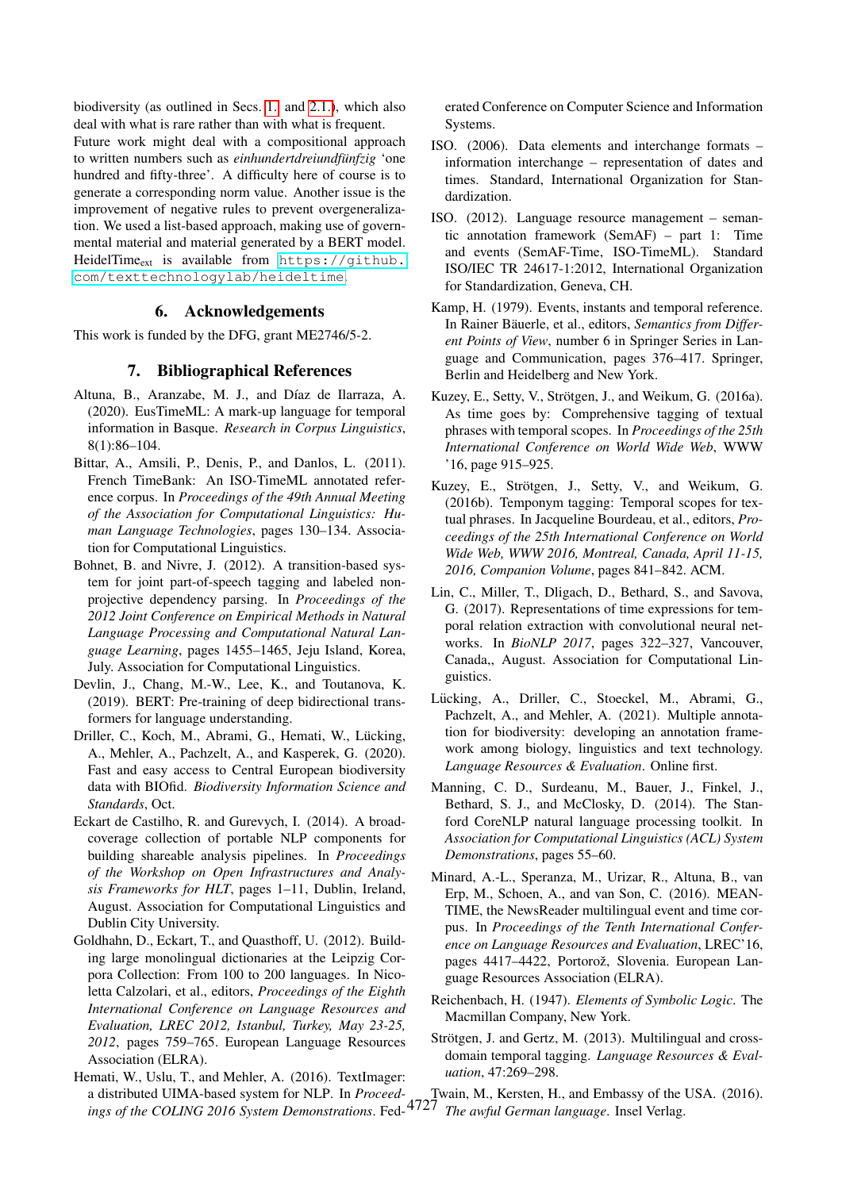biodiversity (as outlined in Secs. 1. and 2.1.), which also deal with what is rare rather than with what is frequent.

Future work might deal with a compositional approach to written numbers such as *einhundertdreiundfünfzig* 'one hundred and fifty-three'. A difficulty here of course is to generate a corresponding norm value. Another issue is the improvement of negative rules to prevent overgeneralization. We used a list-based approach, making use of governmental material and material generated by a BERT model. HeidelTime$_{\text{ext}}$ is available from https://github.com/texttechnologylab/heideltime.

## 6. Acknowledgements

This work is funded by the DFG, grant ME2746/5-2.

## 7. Bibliographical References

Altuna, B., Aranzabe, M. J., and Díaz de Ilarraza, A. (2020). EusTimeML: A mark-up language for temporal information in Basque. *Research in Corpus Linguistics*, 8(1):86–104.

Bittar, A., Amsili, P., Denis, P., and Danlos, L. (2011). French TimeBank: An ISO-TimeML annotated reference corpus. In *Proceedings of the 49th Annual Meeting of the Association for Computational Linguistics: Human Language Technologies*, pages 130–134. Association for Computational Linguistics.

Bohnet, B. and Nivre, J. (2012). A transition-based system for joint part-of-speech tagging and labeled non-projective dependency parsing. In *Proceedings of the 2012 Joint Conference on Empirical Methods in Natural Language Processing and Computational Natural Language Learning*, pages 1455–1465, Jeju Island, Korea, July. Association for Computational Linguistics.

Devlin, J., Chang, M.-W., Lee, K., and Toutanova, K. (2019). BERT: Pre-training of deep bidirectional transformers for language understanding.

Driller, C., Koch, M., Abrami, G., Hemati, W., Lücking, A., Mehler, A., Pachzelt, A., and Kasperek, G. (2020). Fast and easy access to Central European biodiversity data with BIOfid. *Biodiversity Information Science and Standards*, Oct.

Eckart de Castilho, R. and Gurevych, I. (2014). A broad-coverage collection of portable NLP components for building shareable analysis pipelines. In *Proceedings of the Workshop on Open Infrastructures and Analysis Frameworks for HLT*, pages 1–11, Dublin, Ireland, August. Association for Computational Linguistics and Dublin City University.

Goldhahn, D., Eckart, T., and Quasthoff, U. (2012). Building large monolingual dictionaries at the Leipzig Corpora Collection: From 100 to 200 languages. In Nicoletta Calzolari, et al., editors, *Proceedings of the Eighth International Conference on Language Resources and Evaluation, LREC 2012, Istanbul, Turkey, May 23-25, 2012*, pages 759–765. European Language Resources Association (ELRA).

Hemati, W., Uslu, T., and Mehler, A. (2016). TextImager: a distributed UIMA-based system for NLP. In *Proceedings of the COLING 2016 System Demonstrations*. Federated Conference on Computer Science and Information Systems.

ISO. (2006). Data elements and interchange formats – information interchange – representation of dates and times. Standard, International Organization for Standardization.

ISO. (2012). Language resource management – semantic annotation framework (SemAF) – part 1: Time and events (SemAF-Time, ISO-TimeML). Standard ISO/IEC TR 24617-1:2012, International Organization for Standardization, Geneva, CH.

Kamp, H. (1979). Events, instants and temporal reference. In Rainer Bäuerle, et al., editors, *Semantics from Different Points of View*, number 6 in Springer Series in Language and Communication, pages 376–417. Springer, Berlin and Heidelberg and New York.

Kuzey, E., Setty, V., Strötgen, J., and Weikum, G. (2016a). As time goes by: Comprehensive tagging of textual phrases with temporal scopes. In *Proceedings of the 25th International Conference on World Wide Web*, WWW '16, page 915–925.

Kuzey, E., Strötgen, J., Setty, V., and Weikum, G. (2016b). Temponym tagging: Temporal scopes for textual phrases. In Jacqueline Bourdeau, et al., editors, *Proceedings of the 25th International Conference on World Wide Web, WWW 2016, Montreal, Canada, April 11-15, 2016, Companion Volume*, pages 841–842. ACM.

Lin, C., Miller, T., Dligach, D., Bethard, S., and Savova, G. (2017). Representations of time expressions for temporal relation extraction with convolutional neural networks. In *BioNLP 2017*, pages 322–327, Vancouver, Canada,, August. Association for Computational Linguistics.

Lücking, A., Driller, C., Stoeckel, M., Abrami, G., Pachzelt, A., and Mehler, A. (2021). Multiple annotation for biodiversity: developing an annotation framework among biology, linguistics and text technology. *Language Resources & Evaluation*. Online first.

Manning, C. D., Surdeanu, M., Bauer, J., Finkel, J., Bethard, S. J., and McClosky, D. (2014). The Stanford CoreNLP natural language processing toolkit. In *Association for Computational Linguistics (ACL) System Demonstrations*, pages 55–60.

Minard, A.-L., Speranza, M., Urizar, R., Altuna, B., van Erp, M., Schoen, A., and van Son, C. (2016). MEANTIME, the NewsReader multilingual event and time corpus. In *Proceedings of the Tenth International Conference on Language Resources and Evaluation*, LREC'16, pages 4417–4422, Portorož, Slovenia. European Language Resources Association (ELRA).

Reichenbach, H. (1947). *Elements of Symbolic Logic*. The Macmillan Company, New York.

Strötgen, J. and Gertz, M. (2013). Multilingual and cross-domain temporal tagging. *Language Resources & Evaluation*, 47:269–298.

Twain, M., Kersten, H., and Embassy of the USA. (2016). *The awful German language*. Insel Verlag.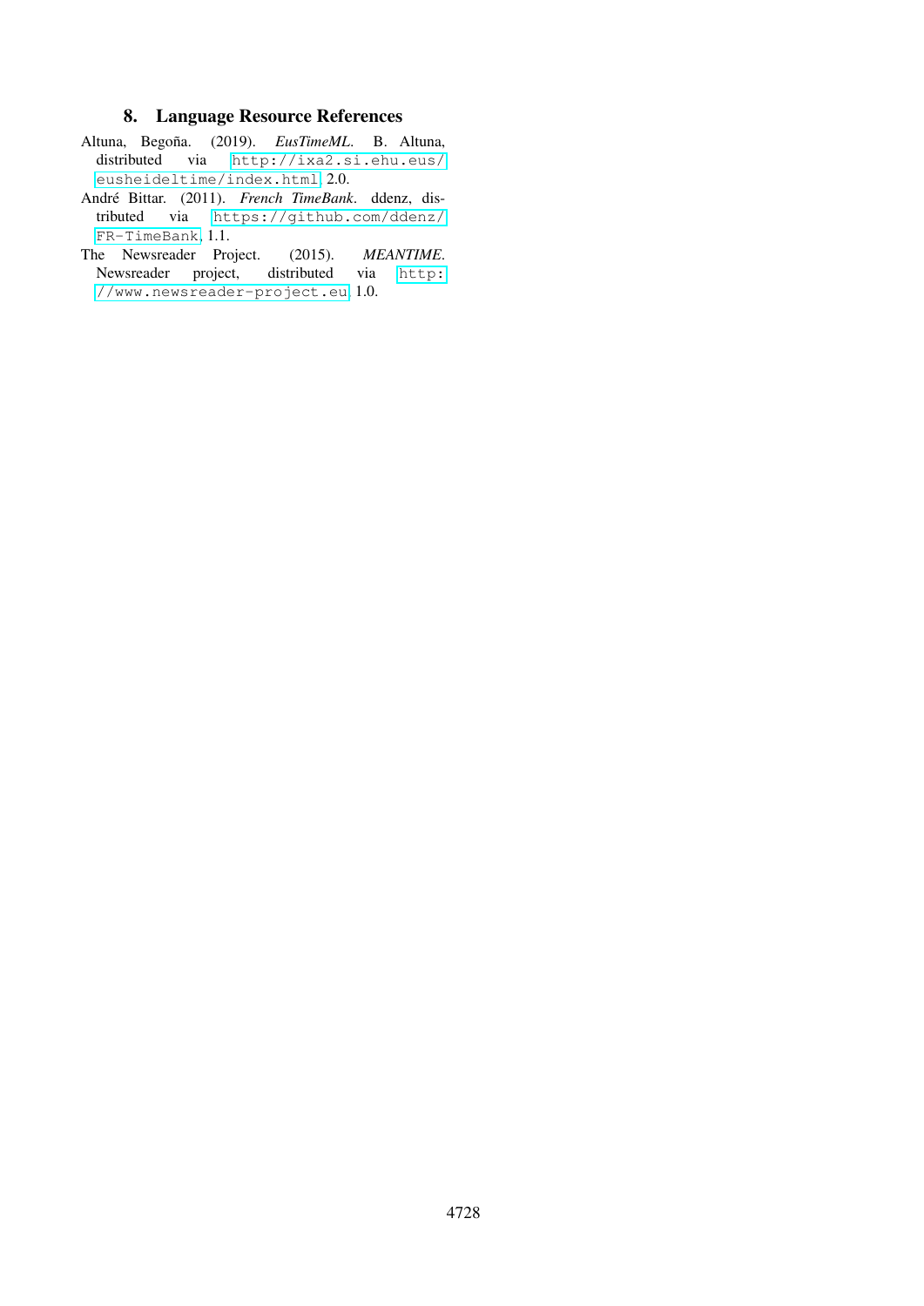## 8. Language Resource References

Altuna, Begoña. (2019). *EusTimeML*. B. Altuna, distributed via http://ixa2.si.ehu.eus/eusheideltime/index.html, 2.0.

André Bittar. (2011). *French TimeBank*. ddenz, distributed via https://github.com/ddenz/FR-TimeBank, 1.1.

The Newsreader Project. (2015). *MEANTIME*. Newsreader project, distributed via http://www.newsreader-project.eu, 1.0.